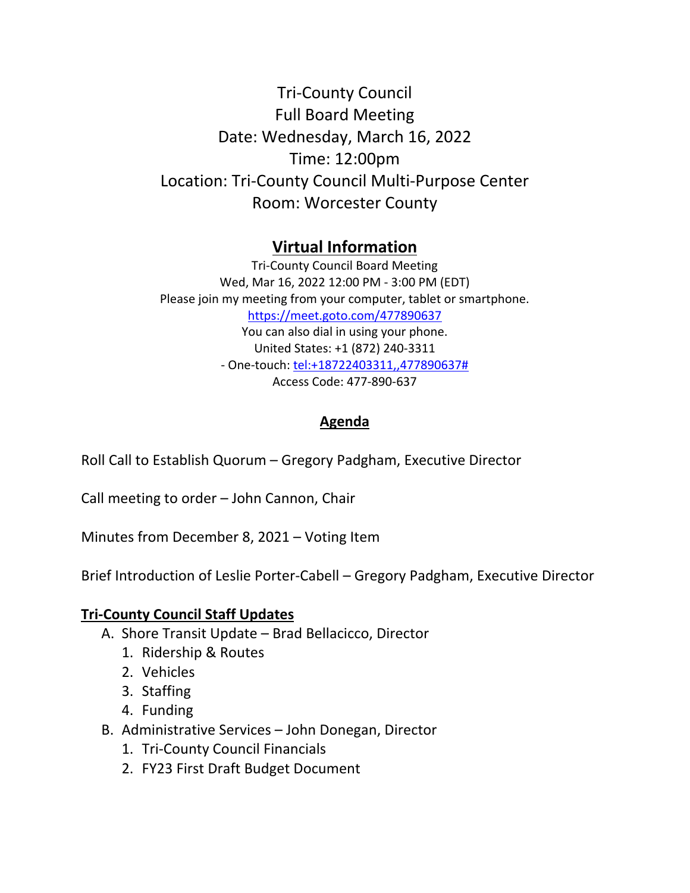# Tri-County Council
# Full Board Meeting

Date: Wednesday, March 16, 2022
Time: 12:00pm
Location: Tri-County Council Multi-Purpose Center
Room: Worcester County

## Virtual Information

Tri-County Council Board Meeting
Wed, Mar 16, 2022 12:00 PM - 3:00 PM (EDT)
Please join my meeting from your computer, tablet or smartphone.
https://meet.goto.com/477890637
You can also dial in using your phone.
United States: +1 (872) 240-3311
- One-touch: tel:+18722403311,,477890637#
Access Code: 477-890-637

## Agenda

Roll Call to Establish Quorum – Gregory Padgham, Executive Director

Call meeting to order – John Cannon, Chair

Minutes from December 8, 2021 – Voting Item

Brief Introduction of Leslie Porter-Cabell – Gregory Padgham, Executive Director

### Tri-County Council Staff Updates

A. Shore Transit Update – Brad Bellacicco, Director
   1. Ridership & Routes
   2. Vehicles
   3. Staffing
   4. Funding
B. Administrative Services – John Donegan, Director
   1. Tri-County Council Financials
   2. FY23 First Draft Budget Document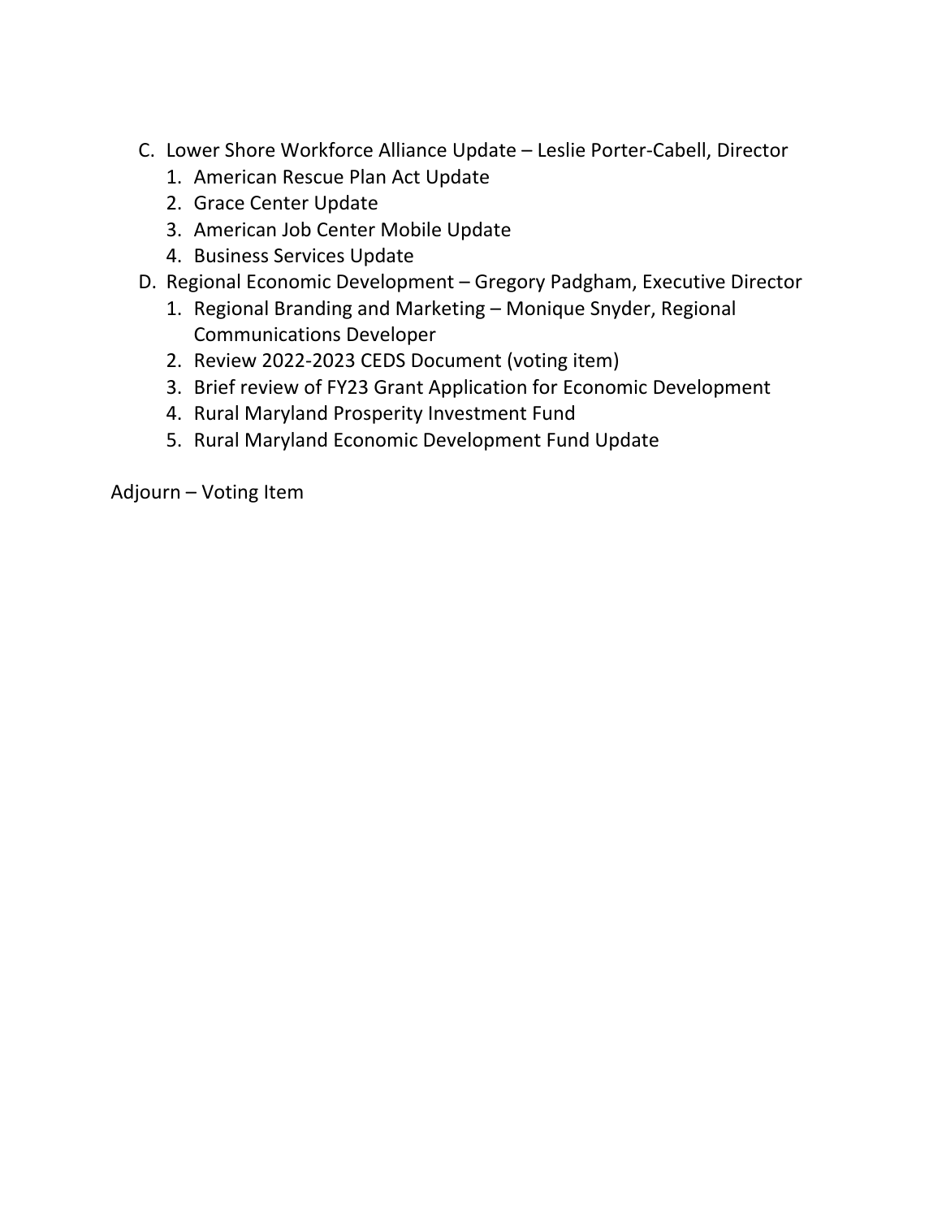C. Lower Shore Workforce Alliance Update – Leslie Porter-Cabell, Director
    1. American Rescue Plan Act Update
    2. Grace Center Update
    3. American Job Center Mobile Update
    4. Business Services Update
D. Regional Economic Development – Gregory Padgham, Executive Director
    1. Regional Branding and Marketing – Monique Snyder, Regional Communications Developer
    2. Review 2022-2023 CEDS Document (voting item)
    3. Brief review of FY23 Grant Application for Economic Development
    4. Rural Maryland Prosperity Investment Fund
    5. Rural Maryland Economic Development Fund Update

Adjourn – Voting Item